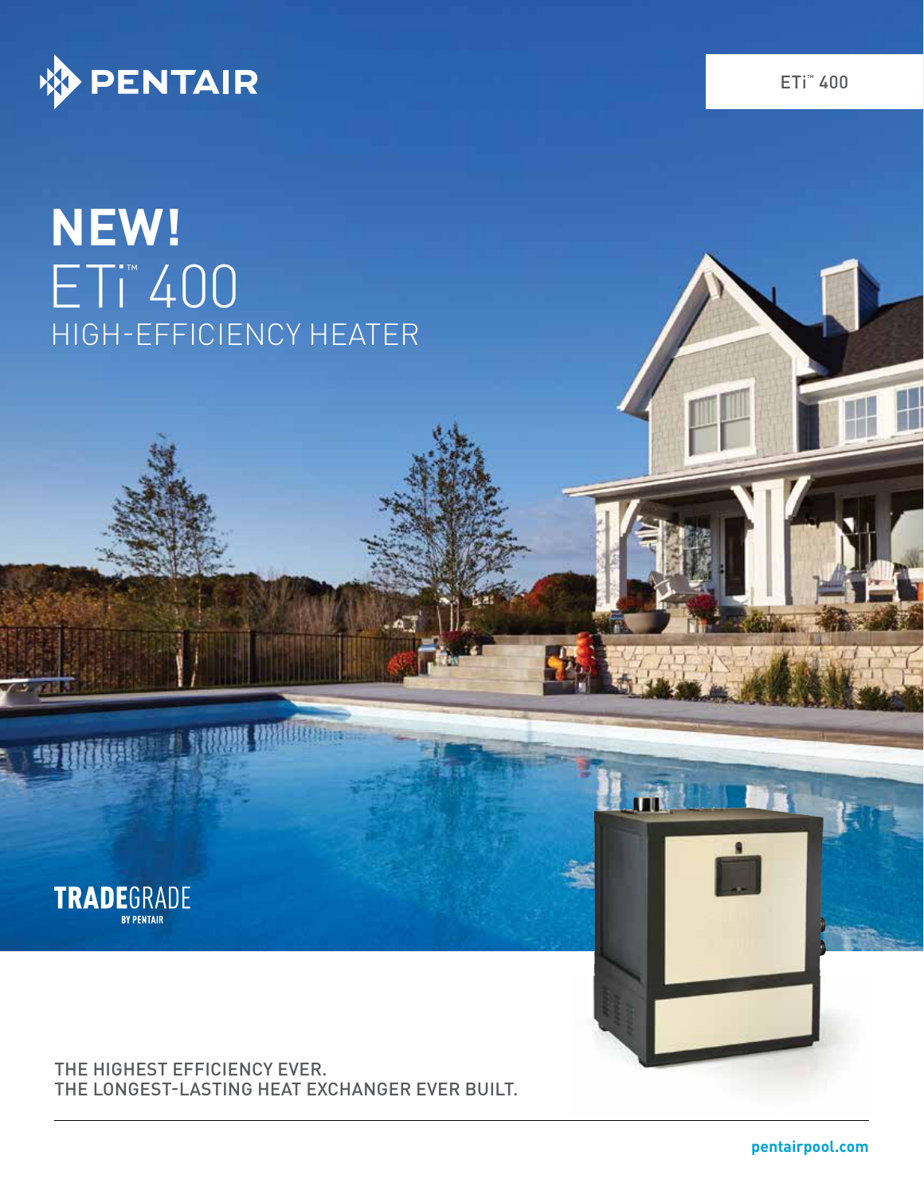PENTAIR

ETi™ 400

# NEW!

# ETi™ 400

## HIGH-EFFICIENCY HEATER

TRADEGRADE BY PENTAIR

THE HIGHEST EFFICIENCY EVER.
THE LONGEST-LASTING HEAT EXCHANGER EVER BUILT.

pentairpool.com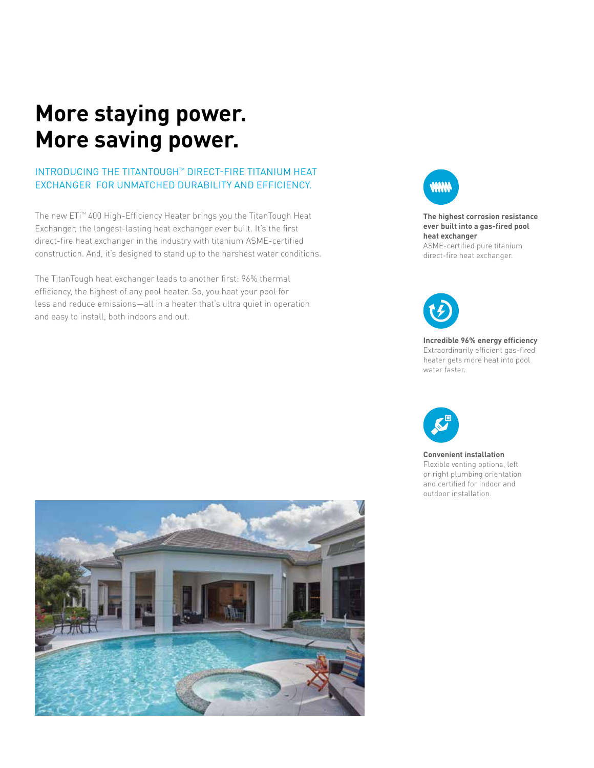# More staying power. More saving power.

## INTRODUCING THE TITANTOUGH™ DIRECT-FIRE TITANIUM HEAT EXCHANGER FOR UNMATCHED DURABILITY AND EFFICIENCY.

The new ETi™ 400 High-Efficiency Heater brings you the TitanTough Heat Exchanger, the longest-lasting heat exchanger ever built. It's the first direct-fire heat exchanger in the industry with titanium ASME-certified construction. And, it's designed to stand up to the harshest water conditions.

The TitanTough heat exchanger leads to another first: 96% thermal efficiency, the highest of any pool heater. So, you heat your pool for less and reduce emissions—all in a heater that's ultra quiet in operation and easy to install, both indoors and out.

**The highest corrosion resistance ever built into a gas-fired pool heat exchanger**
ASME-certified pure titanium direct-fire heat exchanger.

**Incredible 96% energy efficiency**
Extraordinarily efficient gas-fired heater gets more heat into pool water faster.

**Convenient installation**
Flexible venting options, left or right plumbing orientation and certified for indoor and outdoor installation.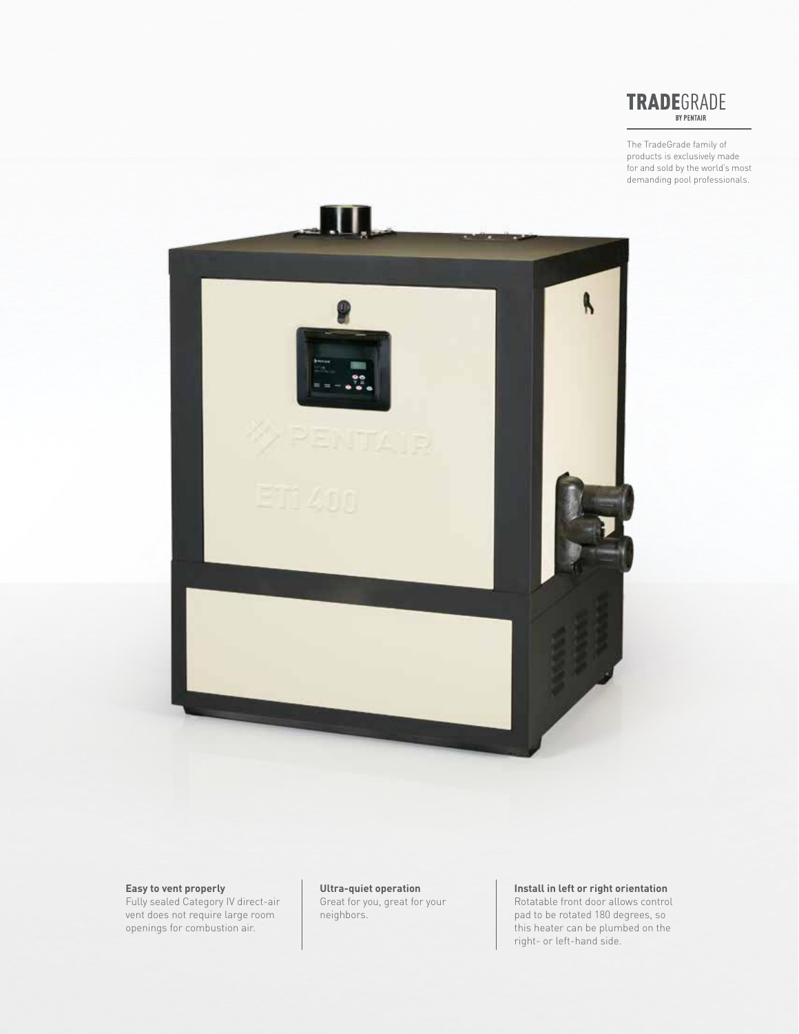**TRADE**GRADE
BY PENTAIR

The TradeGrade family of products is exclusively made for and sold by the world's most demanding pool professionals.

**Easy to vent properly**
Fully sealed Category IV direct-air vent does not require large room openings for combustion air.

**Ultra-quiet operation**
Great for you, great for your neighbors.

**Install in left or right orientation**
Rotatable front door allows control pad to be rotated 180 degrees, so this heater can be plumbed on the right- or left-hand side.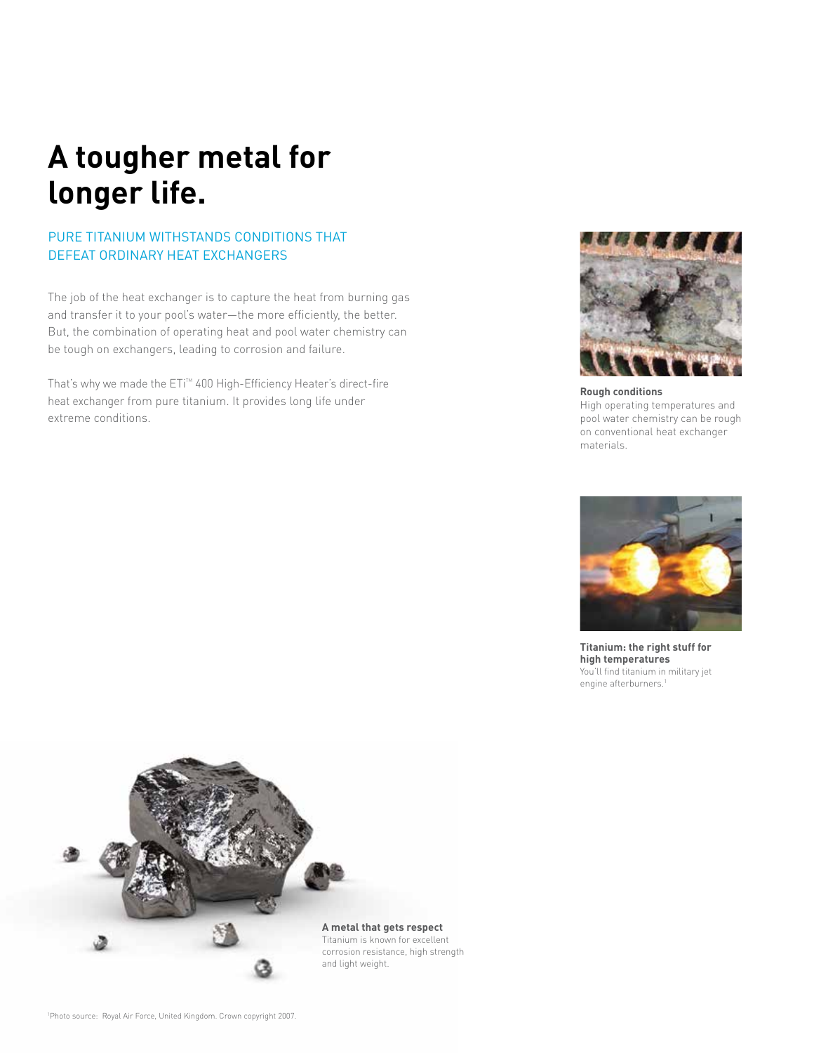# A tougher metal for longer life.

## PURE TITANIUM WITHSTANDS CONDITIONS THAT DEFEAT ORDINARY HEAT EXCHANGERS

The job of the heat exchanger is to capture the heat from burning gas and transfer it to your pool's water—the more efficiently, the better. But, the combination of operating heat and pool water chemistry can be tough on exchangers, leading to corrosion and failure.

That's why we made the ETi™ 400 High-Efficiency Heater's direct-fire heat exchanger from pure titanium. It provides long life under extreme conditions.

**Rough conditions**
High operating temperatures and pool water chemistry can be rough on conventional heat exchanger materials.

**Titanium: the right stuff for high temperatures**
You'll find titanium in military jet engine afterburners.[1]

**A metal that gets respect**
Titanium is known for excellent corrosion resistance, high strength and light weight.

[1]Photo source: Royal Air Force, United Kingdom. Crown copyright 2007.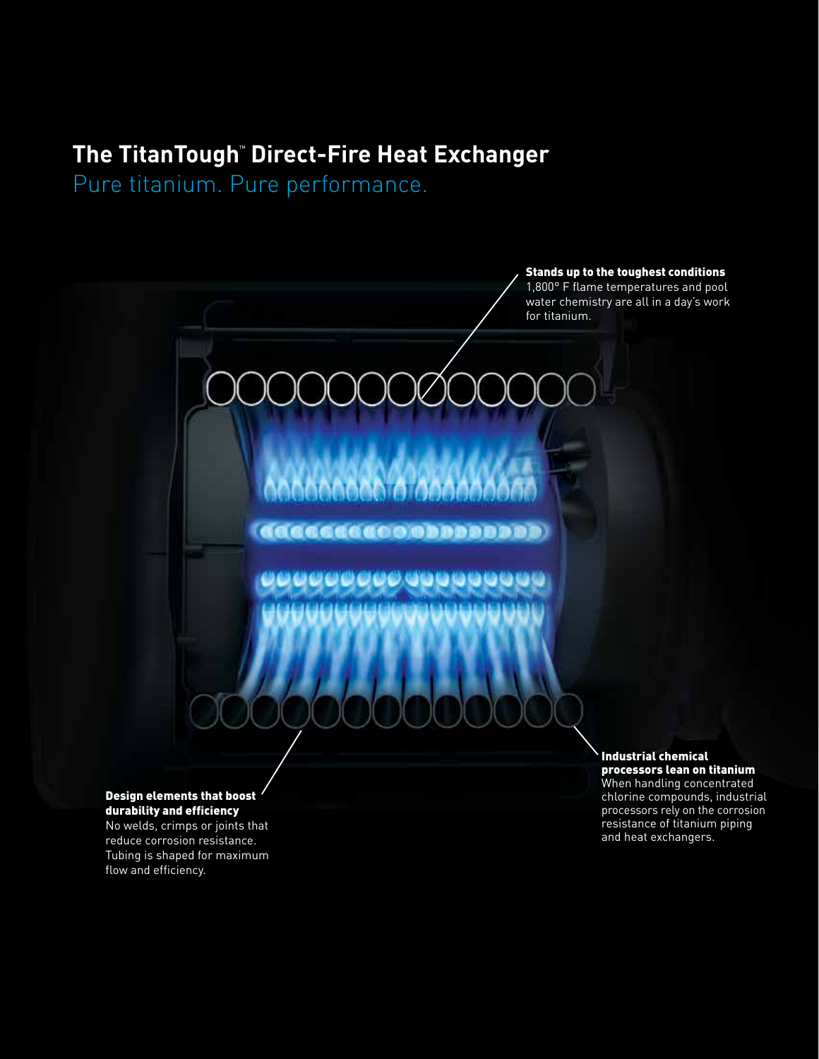# The TitanTough™ Direct-Fire Heat Exchanger

## Pure titanium. Pure performance.

**Stands up to the toughest conditions**
1,800° F flame temperatures and pool water chemistry are all in a day's work for titanium.

**Design elements that boost durability and efficiency**
No welds, crimps or joints that reduce corrosion resistance. Tubing is shaped for maximum flow and efficiency.

**Industrial chemical processors lean on titanium**
When handling concentrated chlorine compounds, industrial processors rely on the corrosion resistance of titanium piping and heat exchangers.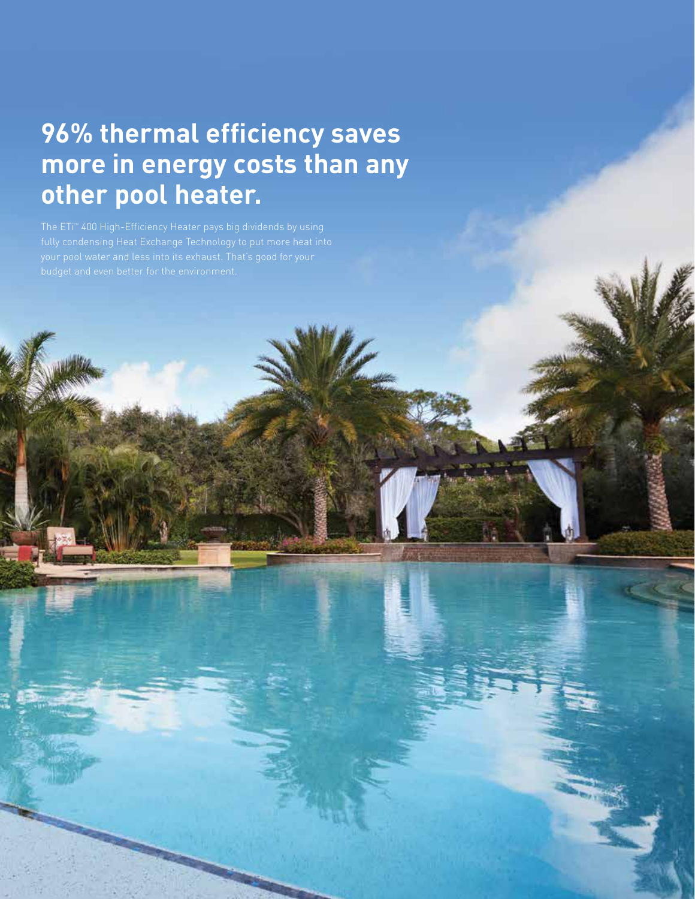# 96% thermal efficiency saves more in energy costs than any other pool heater.

The ETi™ 400 High-Efficiency Heater pays big dividends by using fully condensing Heat Exchange Technology to put more heat into your pool water and less into its exhaust. That's good for your budget and even better for the environment.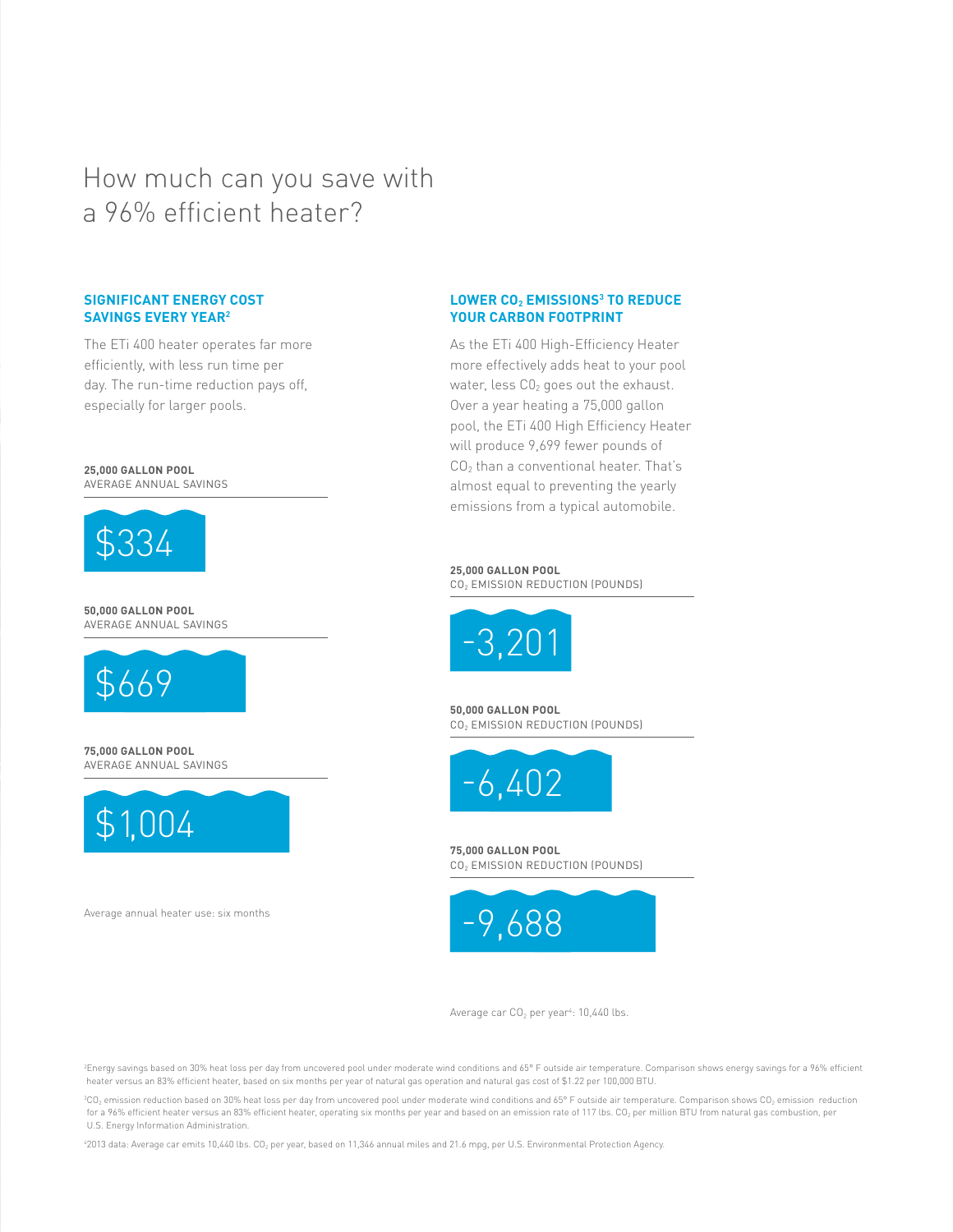# How much can you save with a 96% efficient heater?

### SIGNIFICANT ENERGY COST SAVINGS EVERY YEAR[2]

The ETi 400 heater operates far more efficiently, with less run time per day. The run-time reduction pays off, especially for larger pools.

**25,000 GALLON POOL**
AVERAGE ANNUAL SAVINGS

$334

**50,000 GALLON POOL**
AVERAGE ANNUAL SAVINGS

$669

**75,000 GALLON POOL**
AVERAGE ANNUAL SAVINGS

$1,004

Average annual heater use: six months

### LOWER $CO_2$ EMISSIONS[3] TO REDUCE YOUR CARBON FOOTPRINT

As the ETi 400 High-Efficiency Heater more effectively adds heat to your pool water, less $CO_2$ goes out the exhaust. Over a year heating a 75,000 gallon pool, the ETi 400 High Efficiency Heater will produce 9,699 fewer pounds of $CO_2$ than a conventional heater. That's almost equal to preventing the yearly emissions from a typical automobile.

**25,000 GALLON POOL**
$CO_2$ EMISSION REDUCTION (POUNDS)

-3,201

**50,000 GALLON POOL**
$CO_2$ EMISSION REDUCTION (POUNDS)

-6,402

**75,000 GALLON POOL**
$CO_2$ EMISSION REDUCTION (POUNDS)

-9,688

Average car $CO_2$ per year[4]: 10,440 lbs.

[2]Energy savings based on 30% heat loss per day from uncovered pool under moderate wind conditions and 65° F outside air temperature. Comparison shows energy savings for a 96% efficient heater versus an 83% efficient heater, based on six months per year of natural gas operation and natural gas cost of $1.22 per 100,000 BTU.

[3]$CO_2$ emission reduction based on 30% heat loss per day from uncovered pool under moderate wind conditions and 65° F outside air temperature. Comparison shows $CO_2$ emission reduction for a 96% efficient heater versus an 83% efficient heater, operating six months per year and based on an emission rate of 117 lbs. $CO_2$ per million BTU from natural gas combustion, per U.S. Energy Information Administration.

[4]2013 data: Average car emits 10,440 lbs. $CO_2$ per year, based on 11,346 annual miles and 21.6 mpg, per U.S. Environmental Protection Agency.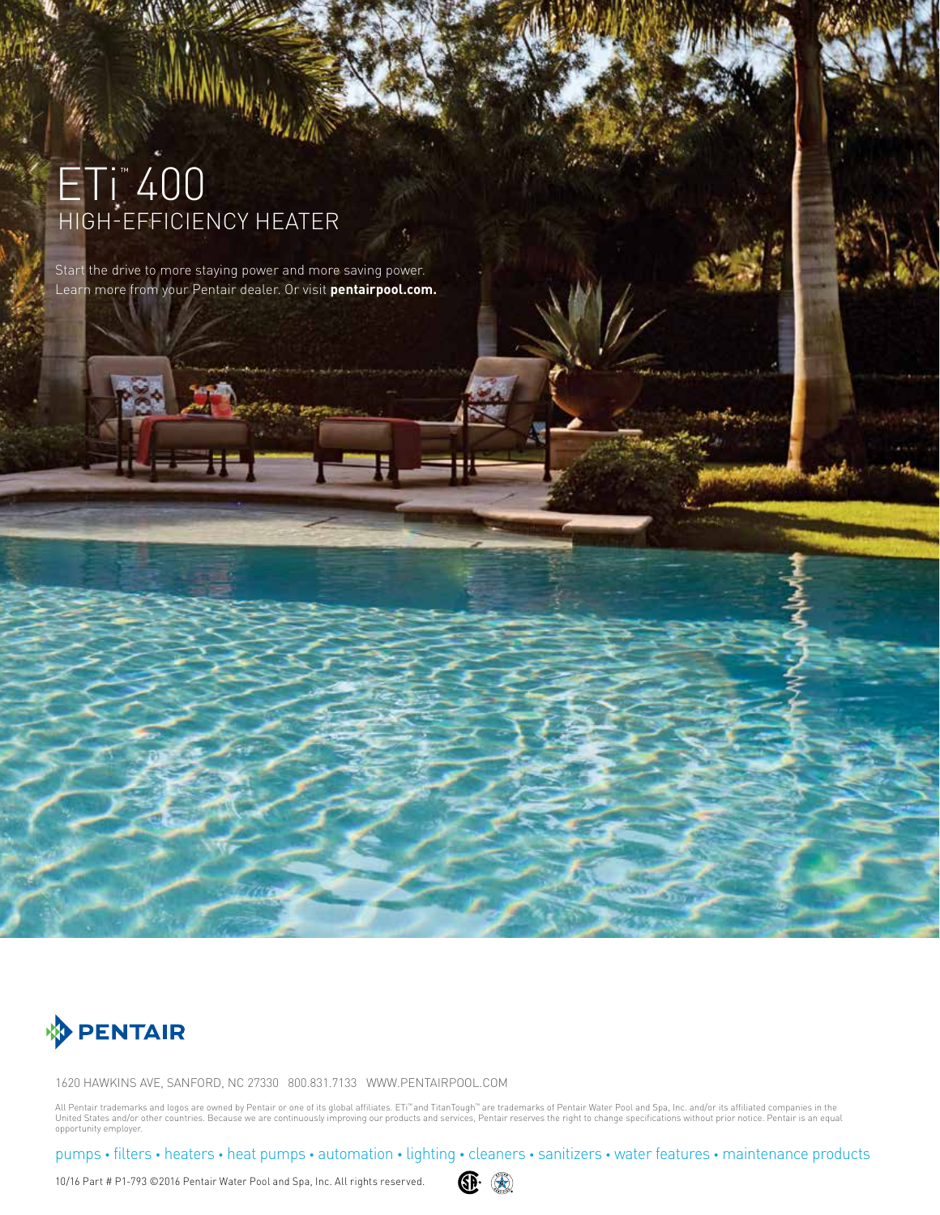# ETi™ 400

## HIGH-EFFICIENCY HEATER

Start the drive to more staying power and more saving power.
Learn more from your Pentair dealer. Or visit **pentairpool.com.**

PENTAIR

1620 HAWKINS AVE, SANFORD, NC 27330 800.831.7133 WWW.PENTAIRPOOL.COM

All Pentair trademarks and logos are owned by Pentair or one of its global affiliates. ETi™ and TitanTough™ are trademarks of Pentair Water Pool and Spa, Inc. and/or its affiliated companies in the United States and/or other countries. Because we are continuously improving our products and services, Pentair reserves the right to change specifications without prior notice. Pentair is an equal opportunity employer.

pumps • filters • heaters • heat pumps • automation • lighting • cleaners • sanitizers • water features • maintenance products

10/16 Part # P1-793 ©2016 Pentair Water Pool and Spa, Inc. All rights reserved.